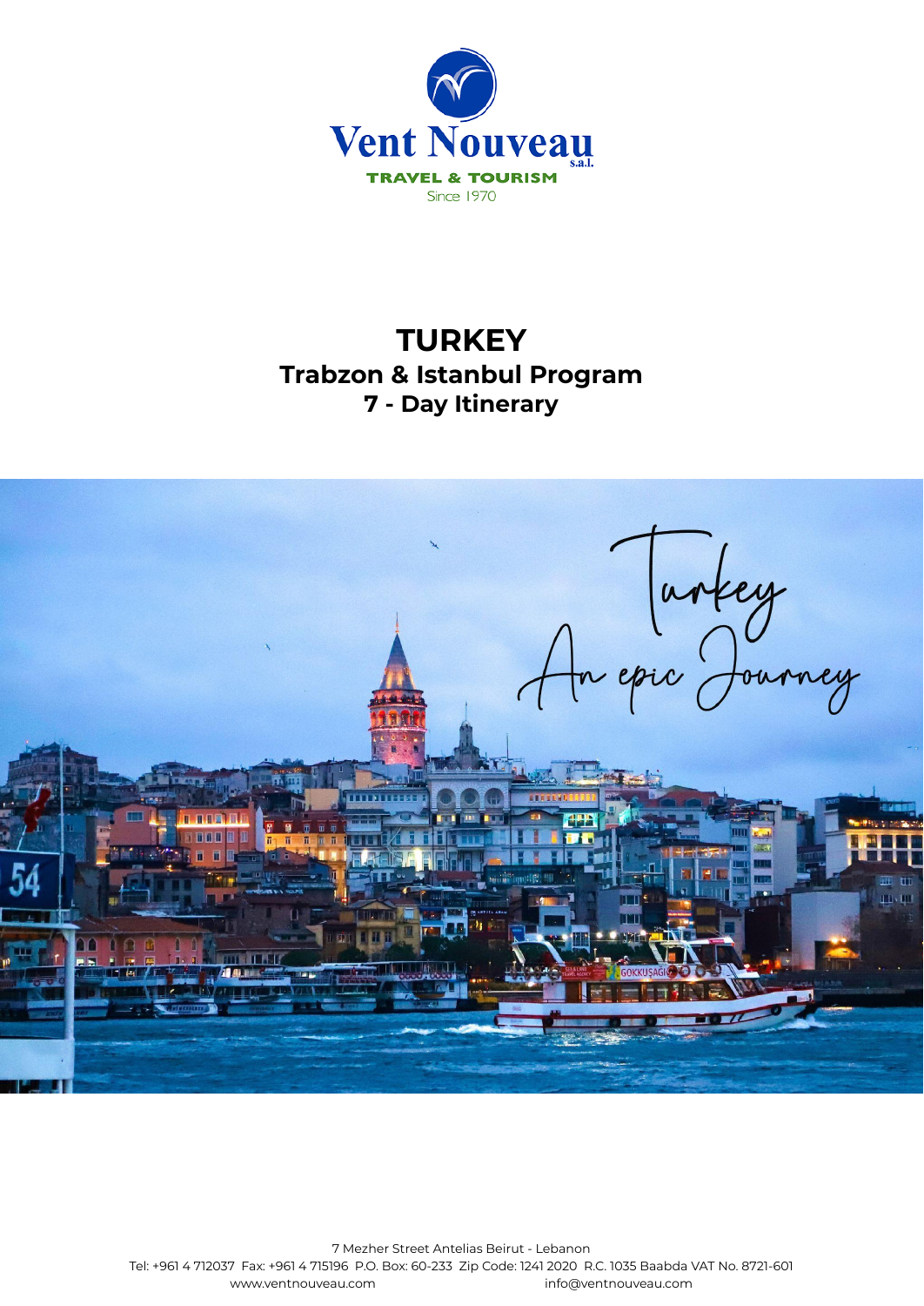Vent Nouveau s.a.l.

TRAVEL & TOURISM

Since 1970

# TURKEY

## Trabzon & Istanbul Program

## 7 - Day Itinerary

Turkey

An epic Journey

7 Mezher Street Antelias Beirut - Lebanon

Tel: +961 4 712037 Fax: +961 4 715196 P.O. Box: 60-233 Zip Code: 1241 2020 R.C. 1035 Baabda VAT No. 8721-601

www.ventnouveau.com info@ventnouveau.com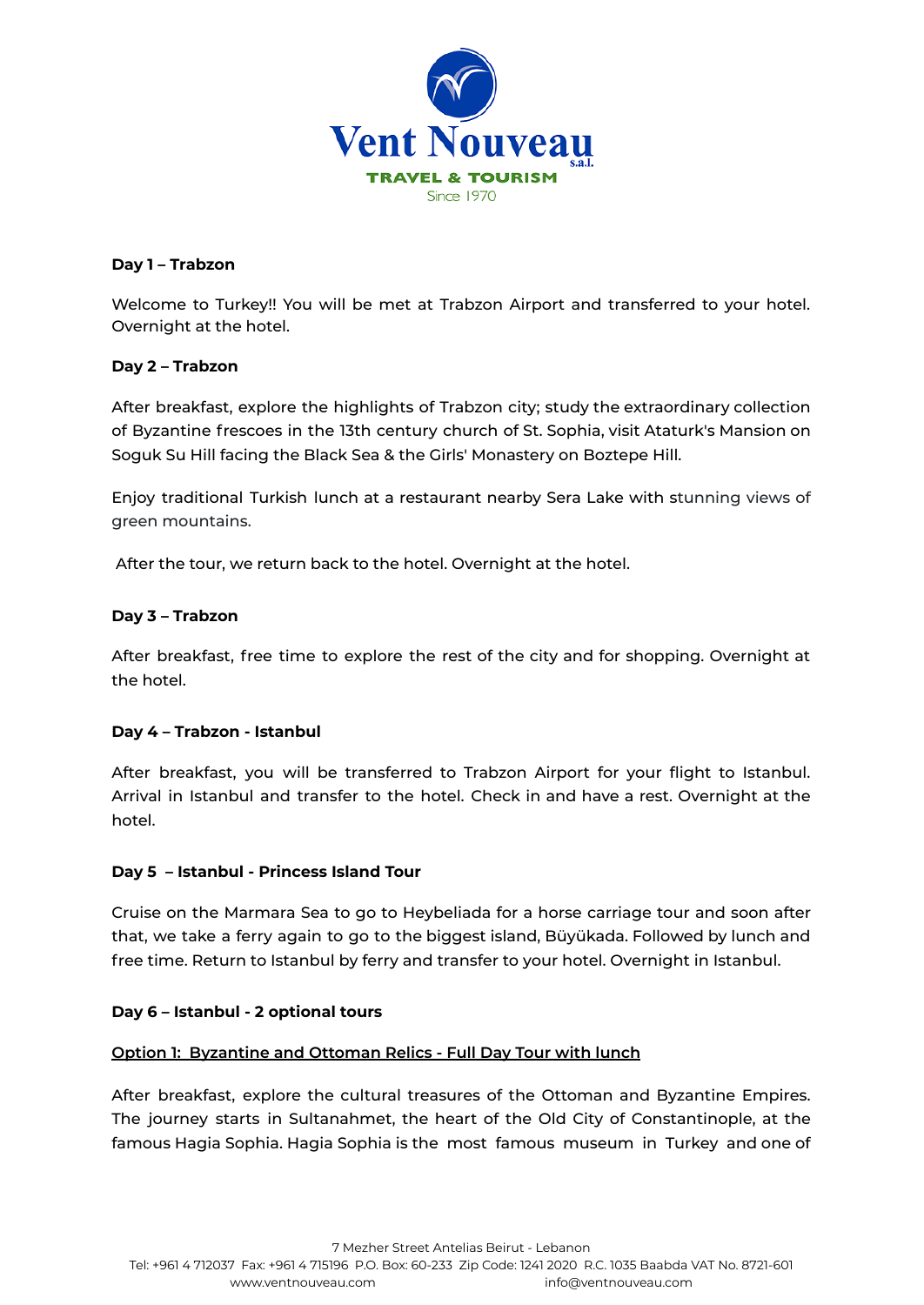**Day 1 – Trabzon**

Welcome to Turkey!! You will be met at Trabzon Airport and transferred to your hotel. Overnight at the hotel.

**Day 2 – Trabzon**

After breakfast, explore the highlights of Trabzon city; study the extraordinary collection of Byzantine frescoes in the 13th century church of St. Sophia, visit Ataturk's Mansion on Soguk Su Hill facing the Black Sea & the Girls' Monastery on Boztepe Hill.

Enjoy traditional Turkish lunch at a restaurant nearby Sera Lake with stunning views of green mountains.

After the tour, we return back to the hotel. Overnight at the hotel.

**Day 3 – Trabzon**

After breakfast, free time to explore the rest of the city and for shopping. Overnight at the hotel.

**Day 4 – Trabzon - Istanbul**

After breakfast, you will be transferred to Trabzon Airport for your flight to Istanbul. Arrival in Istanbul and transfer to the hotel. Check in and have a rest. Overnight at the hotel.

**Day 5 – Istanbul - Princess Island Tour**

Cruise on the Marmara Sea to go to Heybeliada for a horse carriage tour and soon after that, we take a ferry again to go to the biggest island, Büyükada. Followed by lunch and free time. Return to Istanbul by ferry and transfer to your hotel. Overnight in Istanbul.

**Day 6 – Istanbul - 2 optional tours**

Option 1: Byzantine and Ottoman Relics - Full Day Tour with lunch

After breakfast, explore the cultural treasures of the Ottoman and Byzantine Empires. The journey starts in Sultanahmet, the heart of the Old City of Constantinople, at the famous Hagia Sophia. Hagia Sophia is the most famous museum in Turkey and one of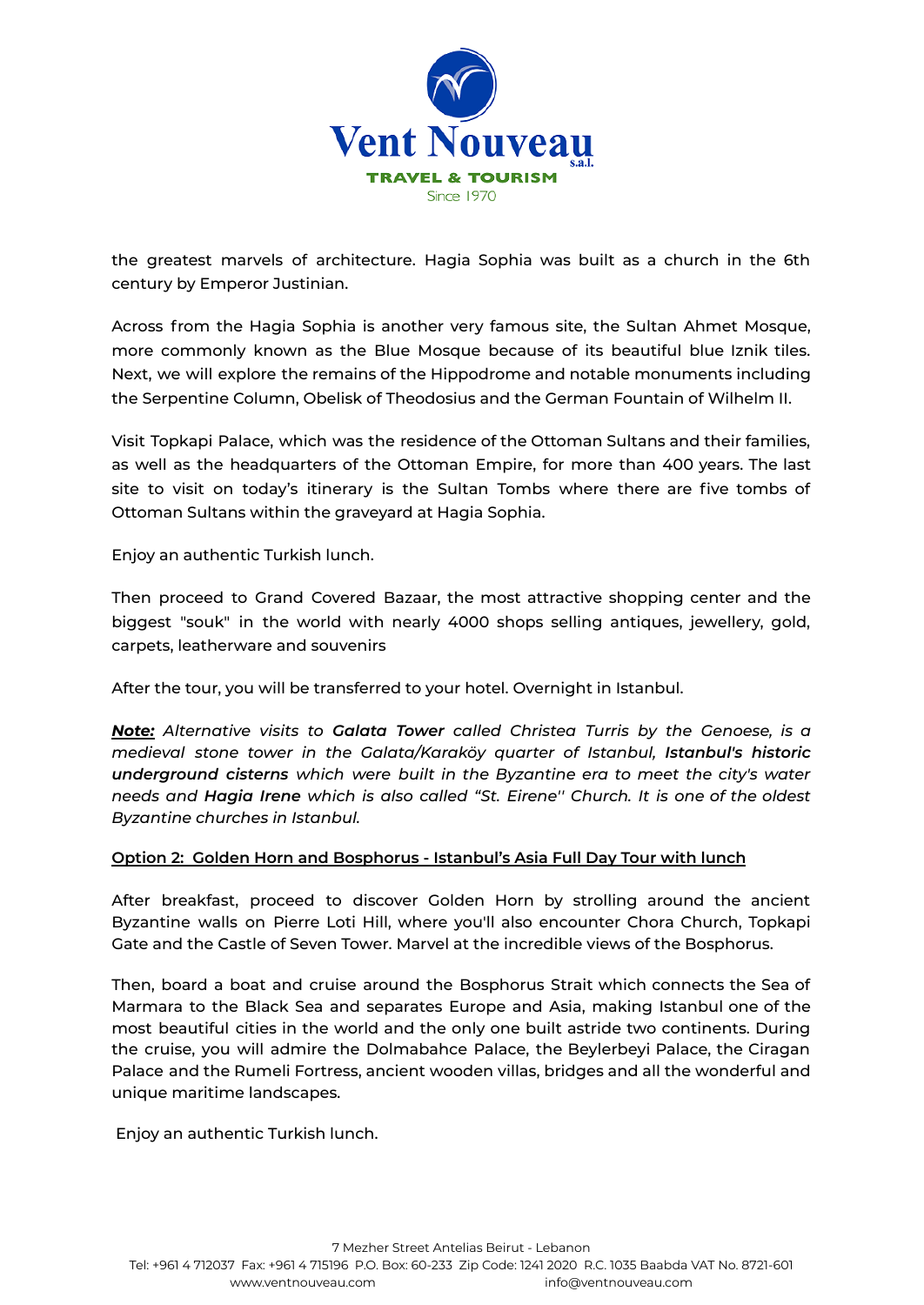the greatest marvels of architecture. Hagia Sophia was built as a church in the 6th century by Emperor Justinian.

Across from the Hagia Sophia is another very famous site, the Sultan Ahmet Mosque, more commonly known as the Blue Mosque because of its beautiful blue Iznik tiles. Next, we will explore the remains of the Hippodrome and notable monuments including the Serpentine Column, Obelisk of Theodosius and the German Fountain of Wilhelm II.

Visit Topkapi Palace, which was the residence of the Ottoman Sultans and their families, as well as the headquarters of the Ottoman Empire, for more than 400 years. The last site to visit on today's itinerary is the Sultan Tombs where there are five tombs of Ottoman Sultans within the graveyard at Hagia Sophia.

Enjoy an authentic Turkish lunch.

Then proceed to Grand Covered Bazaar, the most attractive shopping center and the biggest "souk" in the world with nearly 4000 shops selling antiques, jewellery, gold, carpets, leatherware and souvenirs

After the tour, you will be transferred to your hotel. Overnight in Istanbul.

***Note:*** *Alternative visits to **Galata Tower** called Christea Turris by the Genoese, is a medieval stone tower in the Galata/Karaköy quarter of Istanbul, **Istanbul's historic underground cisterns** which were built in the Byzantine era to meet the city's water needs and **Hagia Irene** which is also called "St. Eirene'' Church. It is one of the oldest Byzantine churches in Istanbul.*

**Option 2: Golden Horn and Bosphorus - Istanbul's Asia Full Day Tour with lunch**

After breakfast, proceed to discover Golden Horn by strolling around the ancient Byzantine walls on Pierre Loti Hill, where you'll also encounter Chora Church, Topkapi Gate and the Castle of Seven Tower. Marvel at the incredible views of the Bosphorus.

Then, board a boat and cruise around the Bosphorus Strait which connects the Sea of Marmara to the Black Sea and separates Europe and Asia, making Istanbul one of the most beautiful cities in the world and the only one built astride two continents. During the cruise, you will admire the Dolmabahce Palace, the Beylerbeyi Palace, the Ciragan Palace and the Rumeli Fortress, ancient wooden villas, bridges and all the wonderful and unique maritime landscapes.

Enjoy an authentic Turkish lunch.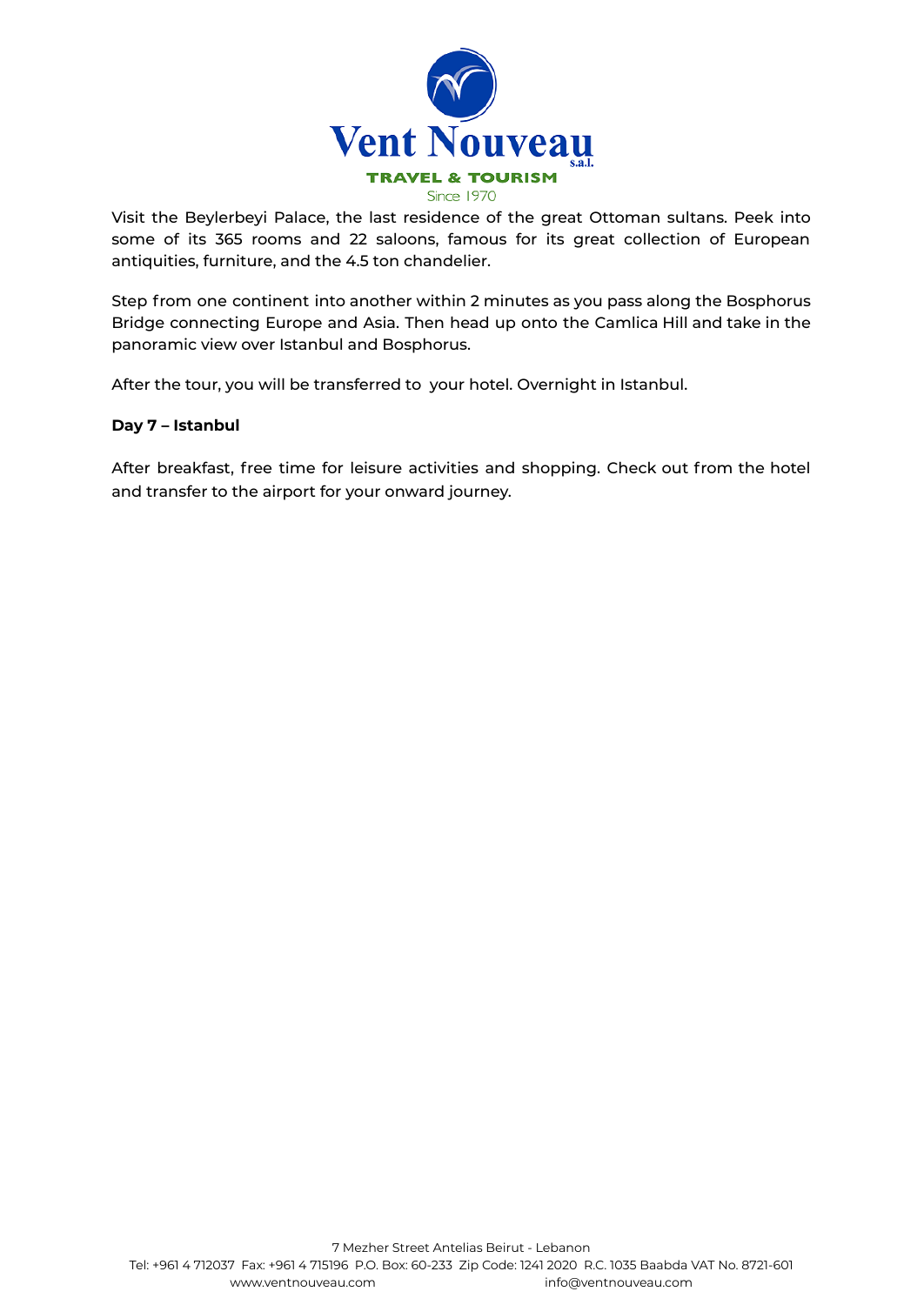Visit the Beylerbeyi Palace, the last residence of the great Ottoman sultans. Peek into some of its 365 rooms and 22 saloons, famous for its great collection of European antiquities, furniture, and the 4.5 ton chandelier.

Step from one continent into another within 2 minutes as you pass along the Bosphorus Bridge connecting Europe and Asia. Then head up onto the Camlica Hill and take in the panoramic view over Istanbul and Bosphorus.

After the tour, you will be transferred to your hotel. Overnight in Istanbul.

**Day 7 – Istanbul**

After breakfast, free time for leisure activities and shopping. Check out from the hotel and transfer to the airport for your onward journey.